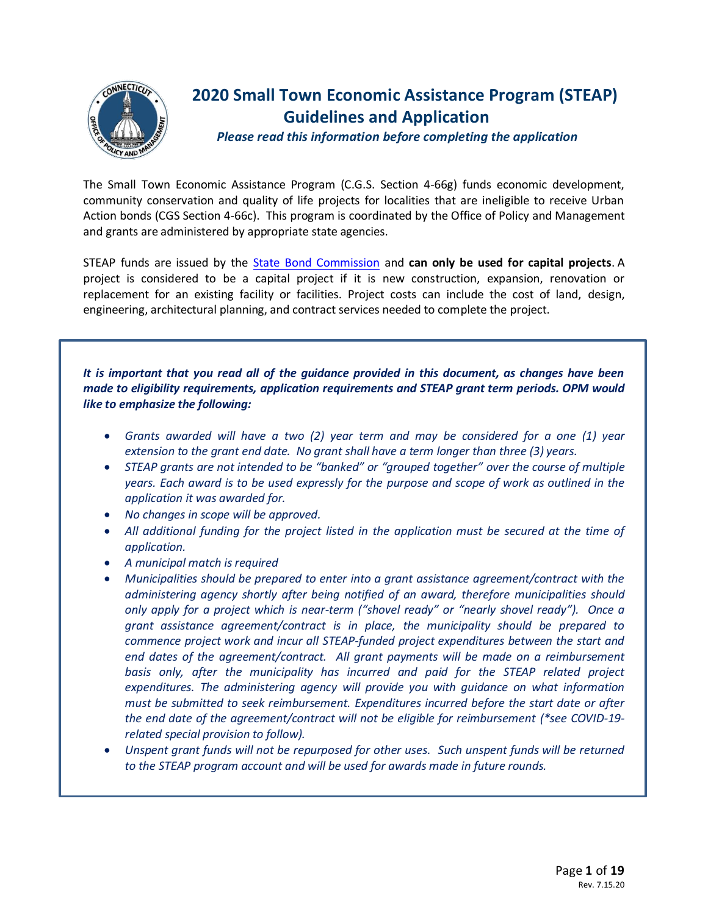# 2020 Small Town Economic Assistance Program (STEAP) Guidelines and Application

***Please read this information before completing the application***

The Small Town Economic Assistance Program (C.G.S. Section 4-66g) funds economic development, community conservation and quality of life projects for localities that are ineligible to receive Urban Action bonds (CGS Section 4-66c). This program is coordinated by the Office of Policy and Management and grants are administered by appropriate state agencies.

STEAP funds are issued by the State Bond Commission and **can only be used for capital projects**. A project is considered to be a capital project if it is new construction, expansion, renovation or replacement for an existing facility or facilities. Project costs can include the cost of land, design, engineering, architectural planning, and contract services needed to complete the project.

***It is important that you read all of the guidance provided in this document, as changes have been made to eligibility requirements, application requirements and STEAP grant term periods. OPM would like to emphasize the following:***

- *Grants awarded will have a two (2) year term and may be considered for a one (1) year extension to the grant end date. No grant shall have a term longer than three (3) years.*
- *STEAP grants are not intended to be "banked" or "grouped together" over the course of multiple years. Each award is to be used expressly for the purpose and scope of work as outlined in the application it was awarded for.*
- *No changes in scope will be approved.*
- *All additional funding for the project listed in the application must be secured at the time of application.*
- *A municipal match is required*
- *Municipalities should be prepared to enter into a grant assistance agreement/contract with the administering agency shortly after being notified of an award, therefore municipalities should only apply for a project which is near-term ("shovel ready" or "nearly shovel ready"). Once a grant assistance agreement/contract is in place, the municipality should be prepared to commence project work and incur all STEAP-funded project expenditures between the start and end dates of the agreement/contract. All grant payments will be made on a reimbursement basis only, after the municipality has incurred and paid for the STEAP related project expenditures. The administering agency will provide you with guidance on what information must be submitted to seek reimbursement. Expenditures incurred before the start date or after the end date of the agreement/contract will not be eligible for reimbursement (*see COVID-19-related special provision to follow).*
- *Unspent grant funds will not be repurposed for other uses. Such unspent funds will be returned to the STEAP program account and will be used for awards made in future rounds.*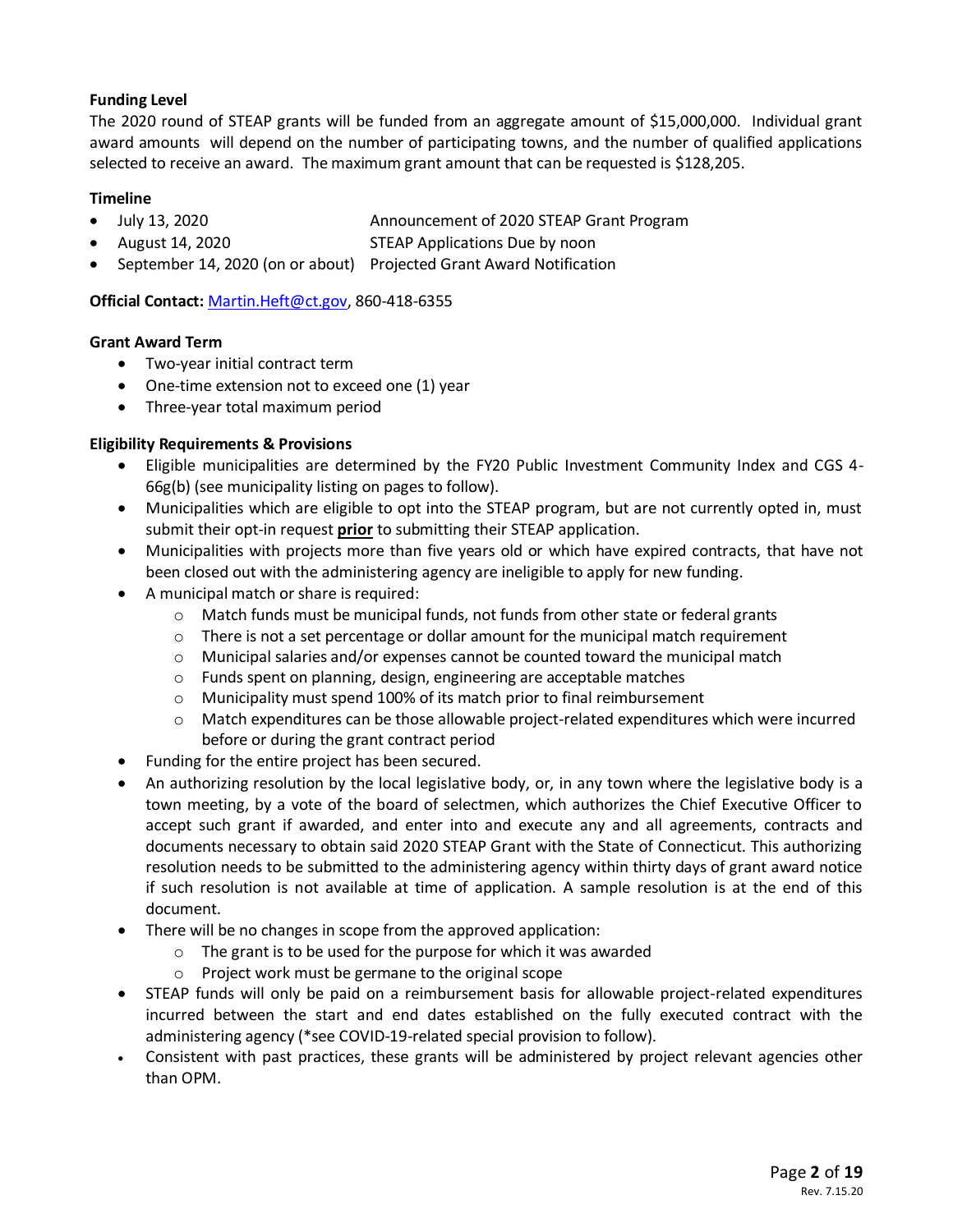**Funding Level**

The 2020 round of STEAP grants will be funded from an aggregate amount of $15,000,000. Individual grant award amounts will depend on the number of participating towns, and the number of qualified applications selected to receive an award. The maximum grant amount that can be requested is $128,205.

**Timeline**

- July 13, 2020 — Announcement of 2020 STEAP Grant Program
- August 14, 2020 — STEAP Applications Due by noon
- September 14, 2020 (on or about) — Projected Grant Award Notification

**Official Contact:** Martin.Heft@ct.gov, 860-418-6355

**Grant Award Term**

- Two-year initial contract term
- One-time extension not to exceed one (1) year
- Three-year total maximum period

**Eligibility Requirements & Provisions**

- Eligible municipalities are determined by the FY20 Public Investment Community Index and CGS 4-66g(b) (see municipality listing on pages to follow).
- Municipalities which are eligible to opt into the STEAP program, but are not currently opted in, must submit their opt-in request **prior** to submitting their STEAP application.
- Municipalities with projects more than five years old or which have expired contracts, that have not been closed out with the administering agency are ineligible to apply for new funding.
- A municipal match or share is required:
  - Match funds must be municipal funds, not funds from other state or federal grants
  - There is not a set percentage or dollar amount for the municipal match requirement
  - Municipal salaries and/or expenses cannot be counted toward the municipal match
  - Funds spent on planning, design, engineering are acceptable matches
  - Municipality must spend 100% of its match prior to final reimbursement
  - Match expenditures can be those allowable project-related expenditures which were incurred before or during the grant contract period
- Funding for the entire project has been secured.
- An authorizing resolution by the local legislative body, or, in any town where the legislative body is a town meeting, by a vote of the board of selectmen, which authorizes the Chief Executive Officer to accept such grant if awarded, and enter into and execute any and all agreements, contracts and documents necessary to obtain said 2020 STEAP Grant with the State of Connecticut. This authorizing resolution needs to be submitted to the administering agency within thirty days of grant award notice if such resolution is not available at time of application. A sample resolution is at the end of this document.
- There will be no changes in scope from the approved application:
  - The grant is to be used for the purpose for which it was awarded
  - Project work must be germane to the original scope
- STEAP funds will only be paid on a reimbursement basis for allowable project-related expenditures incurred between the start and end dates established on the fully executed contract with the administering agency (*see COVID-19-related special provision to follow).
- Consistent with past practices, these grants will be administered by project relevant agencies other than OPM.

Rev. 7.15.20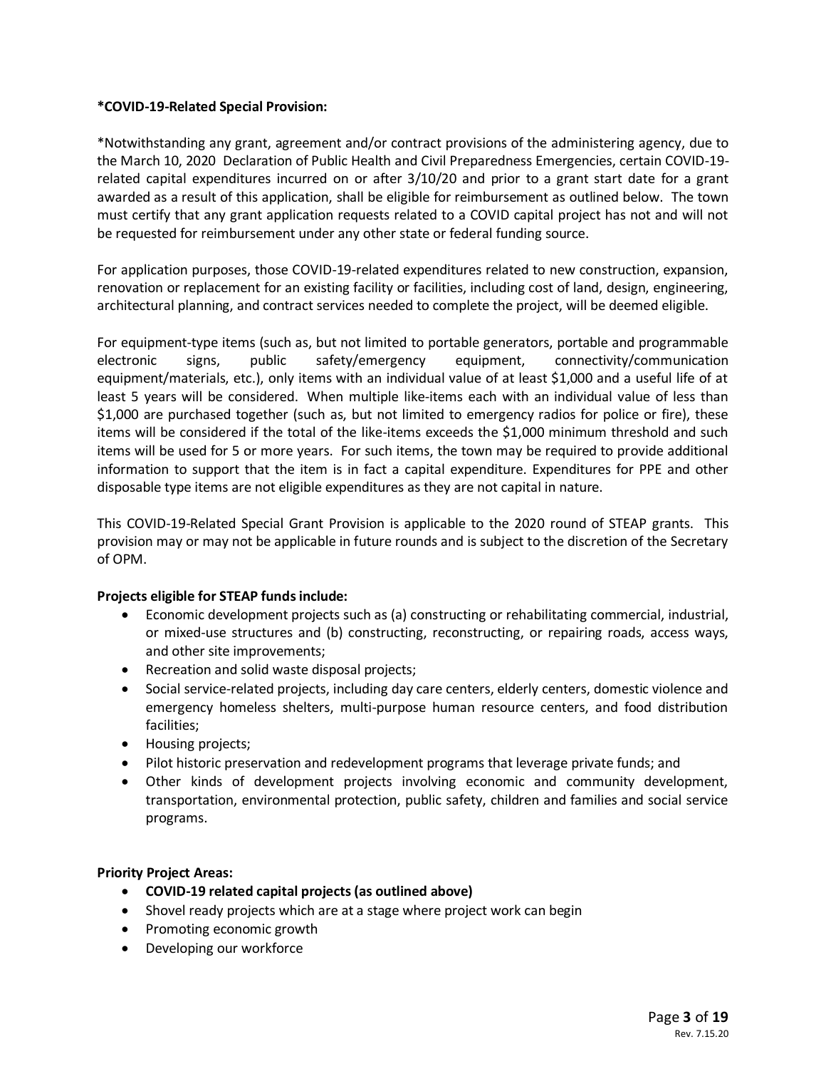**\*COVID-19-Related Special Provision:**

\*Notwithstanding any grant, agreement and/or contract provisions of the administering agency, due to the March 10, 2020 Declaration of Public Health and Civil Preparedness Emergencies, certain COVID-19-related capital expenditures incurred on or after 3/10/20 and prior to a grant start date for a grant awarded as a result of this application, shall be eligible for reimbursement as outlined below. The town must certify that any grant application requests related to a COVID capital project has not and will not be requested for reimbursement under any other state or federal funding source.

For application purposes, those COVID-19-related expenditures related to new construction, expansion, renovation or replacement for an existing facility or facilities, including cost of land, design, engineering, architectural planning, and contract services needed to complete the project, will be deemed eligible.

For equipment-type items (such as, but not limited to portable generators, portable and programmable electronic signs, public safety/emergency equipment, connectivity/communication equipment/materials, etc.), only items with an individual value of at least $1,000 and a useful life of at least 5 years will be considered. When multiple like-items each with an individual value of less than $1,000 are purchased together (such as, but not limited to emergency radios for police or fire), these items will be considered if the total of the like-items exceeds the $1,000 minimum threshold and such items will be used for 5 or more years. For such items, the town may be required to provide additional information to support that the item is in fact a capital expenditure. Expenditures for PPE and other disposable type items are not eligible expenditures as they are not capital in nature.

This COVID-19-Related Special Grant Provision is applicable to the 2020 round of STEAP grants. This provision may or may not be applicable in future rounds and is subject to the discretion of the Secretary of OPM.

**Projects eligible for STEAP funds include:**

- Economic development projects such as (a) constructing or rehabilitating commercial, industrial, or mixed-use structures and (b) constructing, reconstructing, or repairing roads, access ways, and other site improvements;
- Recreation and solid waste disposal projects;
- Social service-related projects, including day care centers, elderly centers, domestic violence and emergency homeless shelters, multi-purpose human resource centers, and food distribution facilities;
- Housing projects;
- Pilot historic preservation and redevelopment programs that leverage private funds; and
- Other kinds of development projects involving economic and community development, transportation, environmental protection, public safety, children and families and social service programs.

**Priority Project Areas:**

- **COVID-19 related capital projects (as outlined above)**
- Shovel ready projects which are at a stage where project work can begin
- Promoting economic growth
- Developing our workforce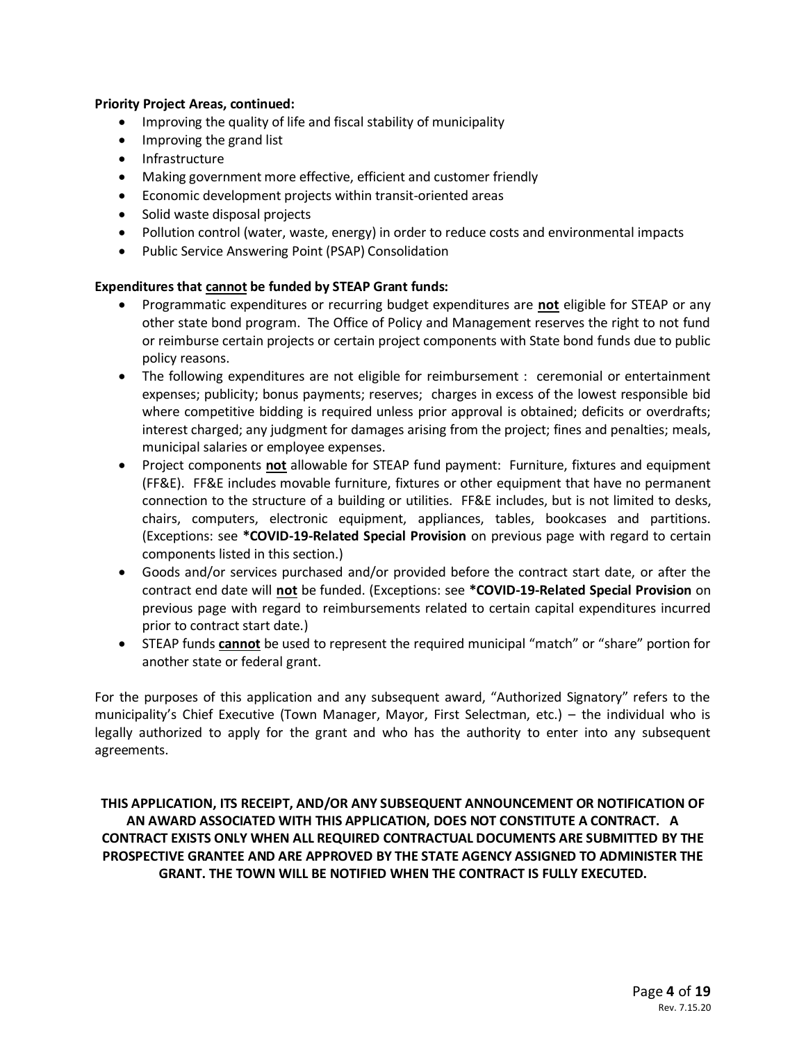**Priority Project Areas, continued:**

- Improving the quality of life and fiscal stability of municipality
- Improving the grand list
- Infrastructure
- Making government more effective, efficient and customer friendly
- Economic development projects within transit-oriented areas
- Solid waste disposal projects
- Pollution control (water, waste, energy) in order to reduce costs and environmental impacts
- Public Service Answering Point (PSAP) Consolidation

**Expenditures that <u>cannot</u> be funded by STEAP Grant funds:**

- Programmatic expenditures or recurring budget expenditures are **<u>not</u>** eligible for STEAP or any other state bond program. The Office of Policy and Management reserves the right to not fund or reimburse certain projects or certain project components with State bond funds due to public policy reasons.
- The following expenditures are not eligible for reimbursement : ceremonial or entertainment expenses; publicity; bonus payments; reserves; charges in excess of the lowest responsible bid where competitive bidding is required unless prior approval is obtained; deficits or overdrafts; interest charged; any judgment for damages arising from the project; fines and penalties; meals, municipal salaries or employee expenses.
- Project components **<u>not</u>** allowable for STEAP fund payment: Furniture, fixtures and equipment (FF&E). FF&E includes movable furniture, fixtures or other equipment that have no permanent connection to the structure of a building or utilities. FF&E includes, but is not limited to desks, chairs, computers, electronic equipment, appliances, tables, bookcases and partitions. (Exceptions: see ***COVID-19-Related Special Provision** on previous page with regard to certain components listed in this section.)
- Goods and/or services purchased and/or provided before the contract start date, or after the contract end date will **<u>not</u>** be funded. (Exceptions: see ***COVID-19-Related Special Provision** on previous page with regard to reimbursements related to certain capital expenditures incurred prior to contract start date.)
- STEAP funds **<u>cannot</u>** be used to represent the required municipal "match" or "share" portion for another state or federal grant.

For the purposes of this application and any subsequent award, "Authorized Signatory" refers to the municipality's Chief Executive (Town Manager, Mayor, First Selectman, etc.) – the individual who is legally authorized to apply for the grant and who has the authority to enter into any subsequent agreements.

**THIS APPLICATION, ITS RECEIPT, AND/OR ANY SUBSEQUENT ANNOUNCEMENT OR NOTIFICATION OF AN AWARD ASSOCIATED WITH THIS APPLICATION, DOES NOT CONSTITUTE A CONTRACT. A CONTRACT EXISTS ONLY WHEN ALL REQUIRED CONTRACTUAL DOCUMENTS ARE SUBMITTED BY THE PROSPECTIVE GRANTEE AND ARE APPROVED BY THE STATE AGENCY ASSIGNED TO ADMINISTER THE GRANT. THE TOWN WILL BE NOTIFIED WHEN THE CONTRACT IS FULLY EXECUTED.**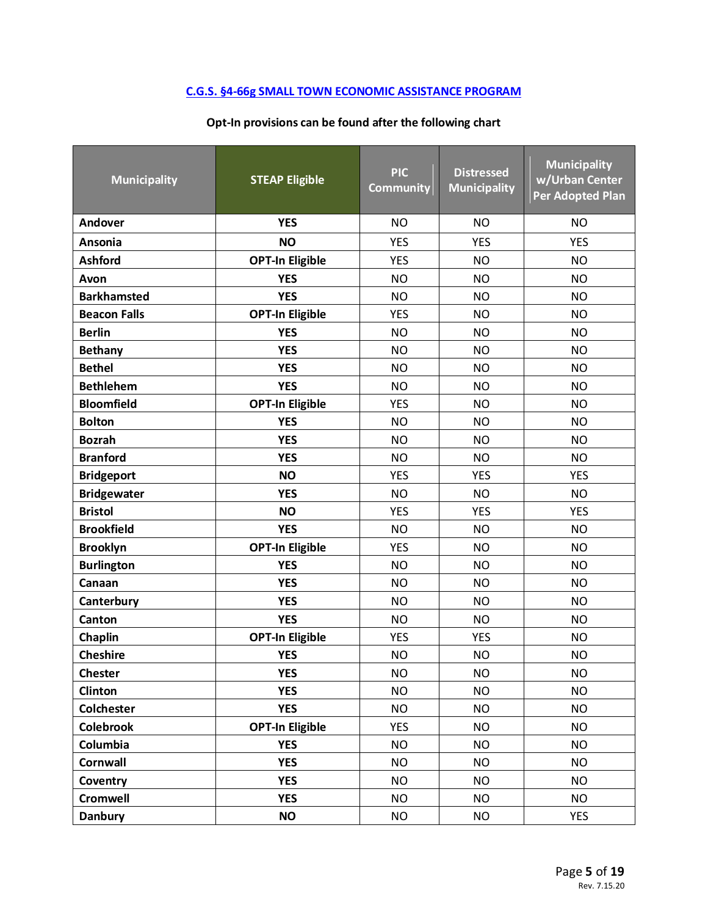## C.G.S. §4-66g SMALL TOWN ECONOMIC ASSISTANCE PROGRAM

**Opt-In provisions can be found after the following chart**

| Municipality | STEAP Eligible | PIC Community | Distressed Municipality | Municipality w/Urban Center Per Adopted Plan |
|---|---|---|---|---|
| **Andover** | **YES** | NO | NO | NO |
| **Ansonia** | **NO** | YES | YES | YES |
| **Ashford** | **OPT-In Eligible** | YES | NO | NO |
| **Avon** | **YES** | NO | NO | NO |
| **Barkhamsted** | **YES** | NO | NO | NO |
| **Beacon Falls** | **OPT-In Eligible** | YES | NO | NO |
| **Berlin** | **YES** | NO | NO | NO |
| **Bethany** | **YES** | NO | NO | NO |
| **Bethel** | **YES** | NO | NO | NO |
| **Bethlehem** | **YES** | NO | NO | NO |
| **Bloomfield** | **OPT-In Eligible** | YES | NO | NO |
| **Bolton** | **YES** | NO | NO | NO |
| **Bozrah** | **YES** | NO | NO | NO |
| **Branford** | **YES** | NO | NO | NO |
| **Bridgeport** | **NO** | YES | YES | YES |
| **Bridgewater** | **YES** | NO | NO | NO |
| **Bristol** | **NO** | YES | YES | YES |
| **Brookfield** | **YES** | NO | NO | NO |
| **Brooklyn** | **OPT-In Eligible** | YES | NO | NO |
| **Burlington** | **YES** | NO | NO | NO |
| **Canaan** | **YES** | NO | NO | NO |
| **Canterbury** | **YES** | NO | NO | NO |
| **Canton** | **YES** | NO | NO | NO |
| **Chaplin** | **OPT-In Eligible** | YES | YES | NO |
| **Cheshire** | **YES** | NO | NO | NO |
| **Chester** | **YES** | NO | NO | NO |
| **Clinton** | **YES** | NO | NO | NO |
| **Colchester** | **YES** | NO | NO | NO |
| **Colebrook** | **OPT-In Eligible** | YES | NO | NO |
| **Columbia** | **YES** | NO | NO | NO |
| **Cornwall** | **YES** | NO | NO | NO |
| **Coventry** | **YES** | NO | NO | NO |
| **Cromwell** | **YES** | NO | NO | NO |
| **Danbury** | **NO** | NO | NO | YES |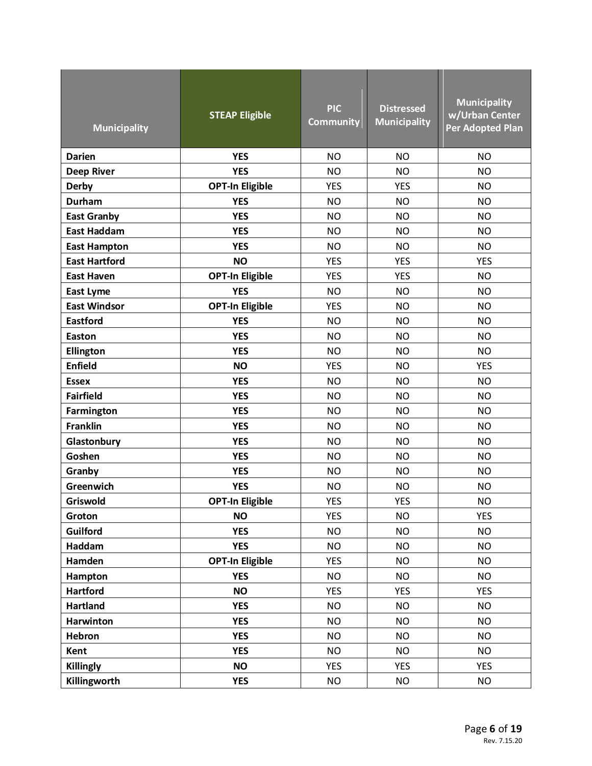| Municipality | STEAP Eligible | PIC Community | Distressed Municipality | Municipality w/Urban Center Per Adopted Plan |
|---|---|---|---|---|
| **Darien** | **YES** | NO | NO | NO |
| **Deep River** | **YES** | NO | NO | NO |
| **Derby** | **OPT-In Eligible** | YES | YES | NO |
| **Durham** | **YES** | NO | NO | NO |
| **East Granby** | **YES** | NO | NO | NO |
| **East Haddam** | **YES** | NO | NO | NO |
| **East Hampton** | **YES** | NO | NO | NO |
| **East Hartford** | **NO** | YES | YES | YES |
| **East Haven** | **OPT-In Eligible** | YES | YES | NO |
| **East Lyme** | **YES** | NO | NO | NO |
| **East Windsor** | **OPT-In Eligible** | YES | NO | NO |
| **Eastford** | **YES** | NO | NO | NO |
| **Easton** | **YES** | NO | NO | NO |
| **Ellington** | **YES** | NO | NO | NO |
| **Enfield** | **NO** | YES | NO | YES |
| **Essex** | **YES** | NO | NO | NO |
| **Fairfield** | **YES** | NO | NO | NO |
| **Farmington** | **YES** | NO | NO | NO |
| **Franklin** | **YES** | NO | NO | NO |
| **Glastonbury** | **YES** | NO | NO | NO |
| **Goshen** | **YES** | NO | NO | NO |
| **Granby** | **YES** | NO | NO | NO |
| **Greenwich** | **YES** | NO | NO | NO |
| **Griswold** | **OPT-In Eligible** | YES | YES | NO |
| **Groton** | **NO** | YES | NO | YES |
| **Guilford** | **YES** | NO | NO | NO |
| **Haddam** | **YES** | NO | NO | NO |
| **Hamden** | **OPT-In Eligible** | YES | NO | NO |
| **Hampton** | **YES** | NO | NO | NO |
| **Hartford** | **NO** | YES | YES | YES |
| **Hartland** | **YES** | NO | NO | NO |
| **Harwinton** | **YES** | NO | NO | NO |
| **Hebron** | **YES** | NO | NO | NO |
| **Kent** | **YES** | NO | NO | NO |
| **Killingly** | **NO** | YES | YES | YES |
| **Killingworth** | **YES** | NO | NO | NO |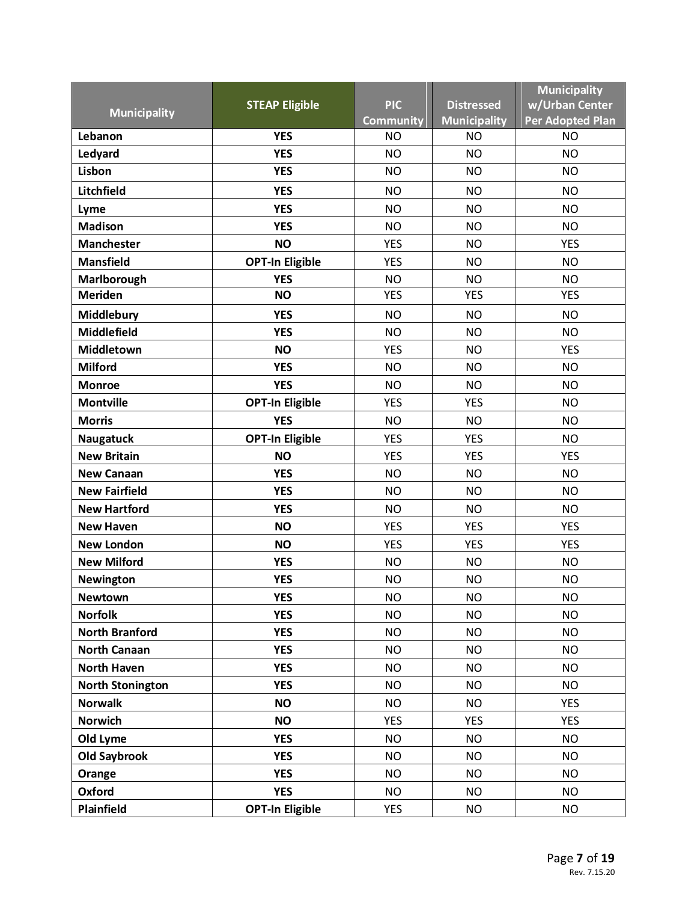| Municipality | STEAP Eligible | PIC Community | Distressed Municipality | Municipality w/Urban Center Per Adopted Plan |
|---|---|---|---|---|
| **Lebanon** | **YES** | NO | NO | NO |
| **Ledyard** | **YES** | NO | NO | NO |
| **Lisbon** | **YES** | NO | NO | NO |
| **Litchfield** | **YES** | NO | NO | NO |
| **Lyme** | **YES** | NO | NO | NO |
| **Madison** | **YES** | NO | NO | NO |
| **Manchester** | **NO** | YES | NO | YES |
| **Mansfield** | **OPT-In Eligible** | YES | NO | NO |
| **Marlborough** | **YES** | NO | NO | NO |
| **Meriden** | **NO** | YES | YES | YES |
| **Middlebury** | **YES** | NO | NO | NO |
| **Middlefield** | **YES** | NO | NO | NO |
| **Middletown** | **NO** | YES | NO | YES |
| **Milford** | **YES** | NO | NO | NO |
| **Monroe** | **YES** | NO | NO | NO |
| **Montville** | **OPT-In Eligible** | YES | YES | NO |
| **Morris** | **YES** | NO | NO | NO |
| **Naugatuck** | **OPT-In Eligible** | YES | YES | NO |
| **New Britain** | **NO** | YES | YES | YES |
| **New Canaan** | **YES** | NO | NO | NO |
| **New Fairfield** | **YES** | NO | NO | NO |
| **New Hartford** | **YES** | NO | NO | NO |
| **New Haven** | **NO** | YES | YES | YES |
| **New London** | **NO** | YES | YES | YES |
| **New Milford** | **YES** | NO | NO | NO |
| **Newington** | **YES** | NO | NO | NO |
| **Newtown** | **YES** | NO | NO | NO |
| **Norfolk** | **YES** | NO | NO | NO |
| **North Branford** | **YES** | NO | NO | NO |
| **North Canaan** | **YES** | NO | NO | NO |
| **North Haven** | **YES** | NO | NO | NO |
| **North Stonington** | **YES** | NO | NO | NO |
| **Norwalk** | **NO** | NO | NO | YES |
| **Norwich** | **NO** | YES | YES | YES |
| **Old Lyme** | **YES** | NO | NO | NO |
| **Old Saybrook** | **YES** | NO | NO | NO |
| **Orange** | **YES** | NO | NO | NO |
| **Oxford** | **YES** | NO | NO | NO |
| **Plainfield** | **OPT-In Eligible** | YES | NO | NO |

Rev. 7.15.20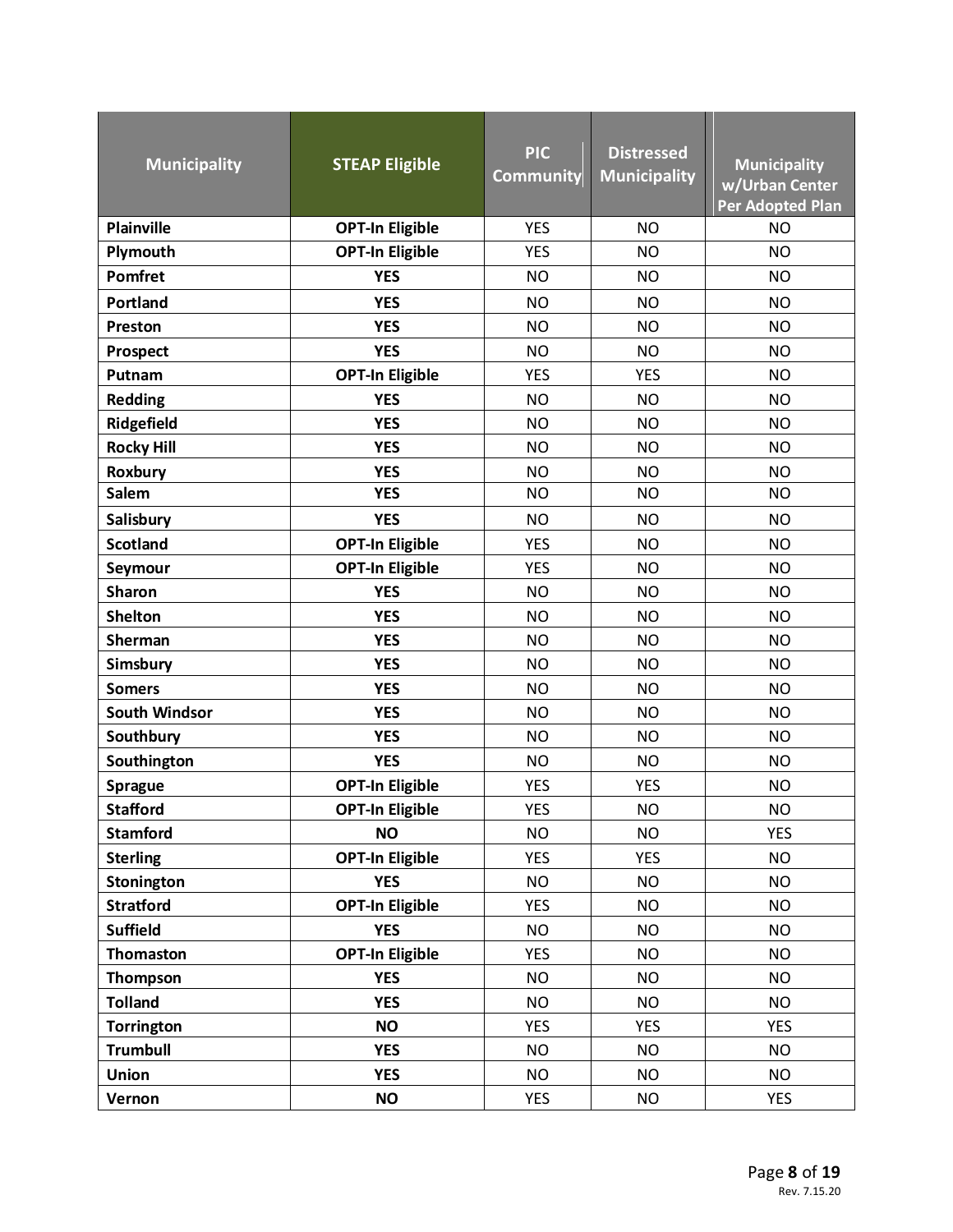| Municipality | STEAP Eligible | PIC Community | Distressed Municipality | Municipality w/Urban Center Per Adopted Plan |
|---|---|---|---|---|
| **Plainville** | **OPT-In Eligible** | YES | NO | NO |
| **Plymouth** | **OPT-In Eligible** | YES | NO | NO |
| **Pomfret** | **YES** | NO | NO | NO |
| **Portland** | **YES** | NO | NO | NO |
| **Preston** | **YES** | NO | NO | NO |
| **Prospect** | **YES** | NO | NO | NO |
| **Putnam** | **OPT-In Eligible** | YES | YES | NO |
| **Redding** | **YES** | NO | NO | NO |
| **Ridgefield** | **YES** | NO | NO | NO |
| **Rocky Hill** | **YES** | NO | NO | NO |
| **Roxbury** | **YES** | NO | NO | NO |
| **Salem** | **YES** | NO | NO | NO |
| **Salisbury** | **YES** | NO | NO | NO |
| **Scotland** | **OPT-In Eligible** | YES | NO | NO |
| **Seymour** | **OPT-In Eligible** | YES | NO | NO |
| **Sharon** | **YES** | NO | NO | NO |
| **Shelton** | **YES** | NO | NO | NO |
| **Sherman** | **YES** | NO | NO | NO |
| **Simsbury** | **YES** | NO | NO | NO |
| **Somers** | **YES** | NO | NO | NO |
| **South Windsor** | **YES** | NO | NO | NO |
| **Southbury** | **YES** | NO | NO | NO |
| **Southington** | **YES** | NO | NO | NO |
| **Sprague** | **OPT-In Eligible** | YES | YES | NO |
| **Stafford** | **OPT-In Eligible** | YES | NO | NO |
| **Stamford** | **NO** | NO | NO | YES |
| **Sterling** | **OPT-In Eligible** | YES | YES | NO |
| **Stonington** | **YES** | NO | NO | NO |
| **Stratford** | **OPT-In Eligible** | YES | NO | NO |
| **Suffield** | **YES** | NO | NO | NO |
| **Thomaston** | **OPT-In Eligible** | YES | NO | NO |
| **Thompson** | **YES** | NO | NO | NO |
| **Tolland** | **YES** | NO | NO | NO |
| **Torrington** | **NO** | YES | YES | YES |
| **Trumbull** | **YES** | NO | NO | NO |
| **Union** | **YES** | NO | NO | NO |
| **Vernon** | **NO** | YES | NO | YES |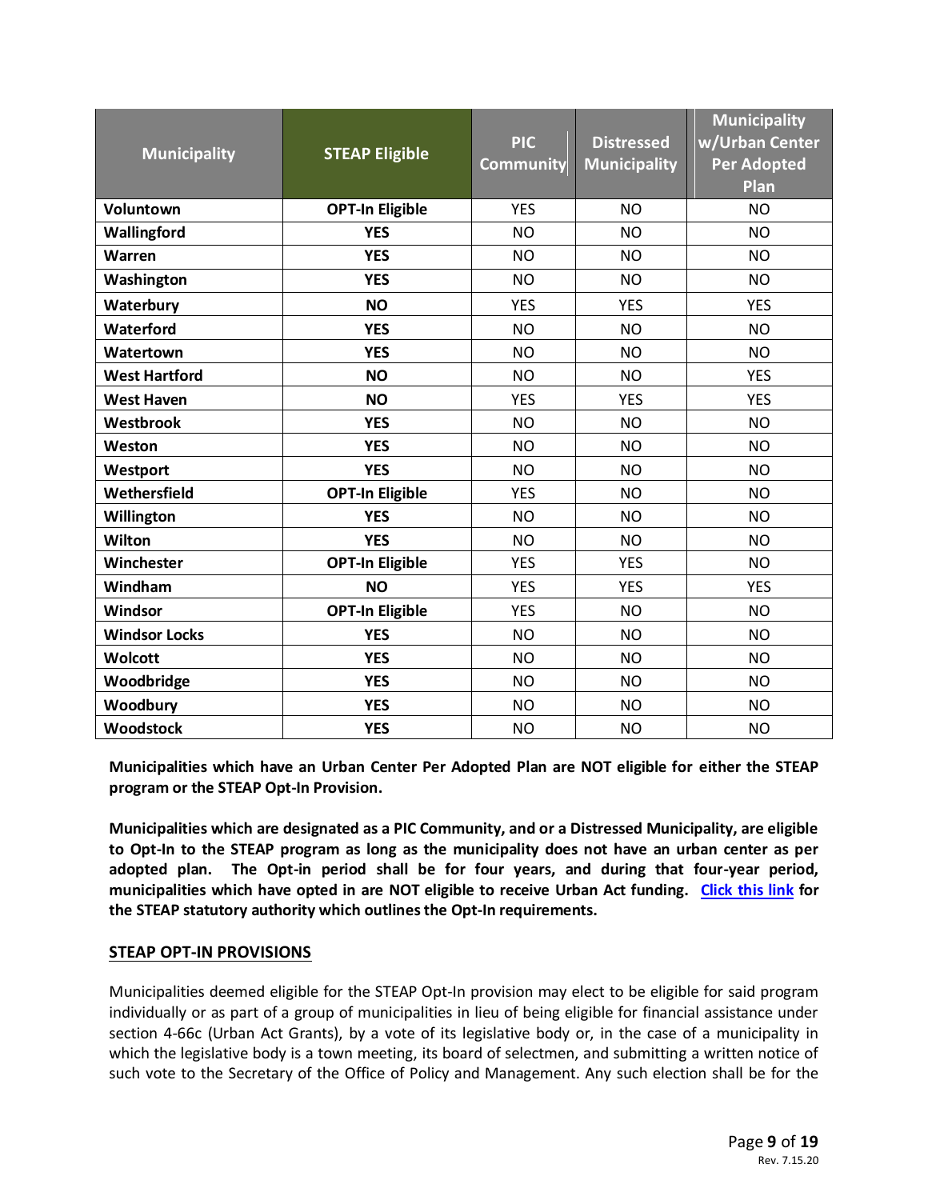| Municipality | STEAP Eligible | PIC Community | Distressed Municipality | Municipality w/Urban Center Per Adopted Plan |
|---|---|---|---|---|
| **Voluntown** | **OPT-In Eligible** | YES | NO | NO |
| **Wallingford** | **YES** | NO | NO | NO |
| **Warren** | **YES** | NO | NO | NO |
| **Washington** | **YES** | NO | NO | NO |
| **Waterbury** | **NO** | YES | YES | YES |
| **Waterford** | **YES** | NO | NO | NO |
| **Watertown** | **YES** | NO | NO | NO |
| **West Hartford** | **NO** | NO | NO | YES |
| **West Haven** | **NO** | YES | YES | YES |
| **Westbrook** | **YES** | NO | NO | NO |
| **Weston** | **YES** | NO | NO | NO |
| **Westport** | **YES** | NO | NO | NO |
| **Wethersfield** | **OPT-In Eligible** | YES | NO | NO |
| **Willington** | **YES** | NO | NO | NO |
| **Wilton** | **YES** | NO | NO | NO |
| **Winchester** | **OPT-In Eligible** | YES | YES | NO |
| **Windham** | **NO** | YES | YES | YES |
| **Windsor** | **OPT-In Eligible** | YES | NO | NO |
| **Windsor Locks** | **YES** | NO | NO | NO |
| **Wolcott** | **YES** | NO | NO | NO |
| **Woodbridge** | **YES** | NO | NO | NO |
| **Woodbury** | **YES** | NO | NO | NO |
| **Woodstock** | **YES** | NO | NO | NO |

**Municipalities which have an Urban Center Per Adopted Plan are NOT eligible for either the STEAP program or the STEAP Opt-In Provision.**

**Municipalities which are designated as a PIC Community, and or a Distressed Municipality, are eligible to Opt-In to the STEAP program as long as the municipality does not have an urban center as per adopted plan. The Opt-in period shall be for four years, and during that four-year period, municipalities which have opted in are NOT eligible to receive Urban Act funding. Click this link for the STEAP statutory authority which outlines the Opt-In requirements.**

## STEAP OPT-IN PROVISIONS

Municipalities deemed eligible for the STEAP Opt-In provision may elect to be eligible for said program individually or as part of a group of municipalities in lieu of being eligible for financial assistance under section 4-66c (Urban Act Grants), by a vote of its legislative body or, in the case of a municipality in which the legislative body is a town meeting, its board of selectmen, and submitting a written notice of such vote to the Secretary of the Office of Policy and Management. Any such election shall be for the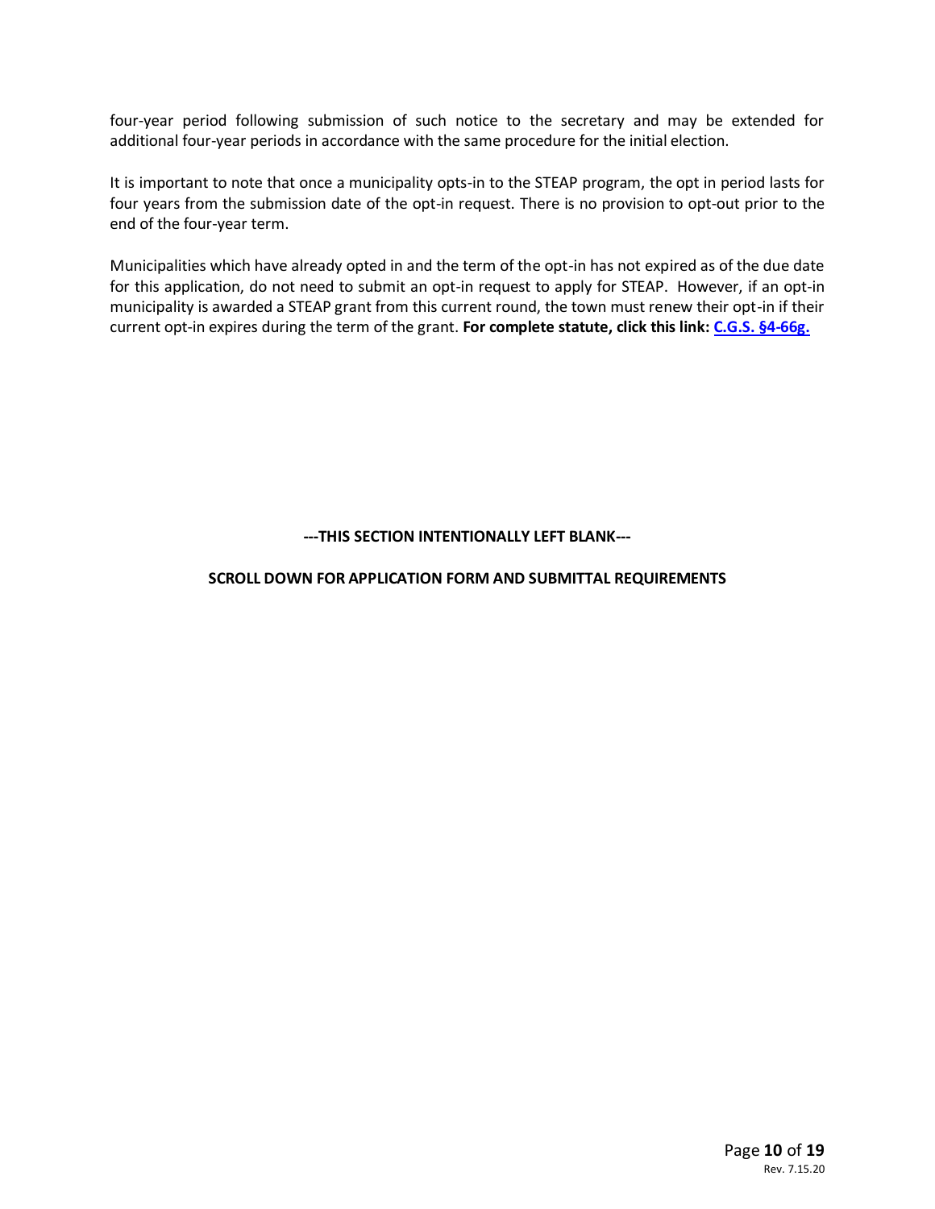four-year period following submission of such notice to the secretary and may be extended for additional four-year periods in accordance with the same procedure for the initial election.

It is important to note that once a municipality opts-in to the STEAP program, the opt in period lasts for four years from the submission date of the opt-in request. There is no provision to opt-out prior to the end of the four-year term.

Municipalities which have already opted in and the term of the opt-in has not expired as of the due date for this application, do not need to submit an opt-in request to apply for STEAP. However, if an opt-in municipality is awarded a STEAP grant from this current round, the town must renew their opt-in if their current opt-in expires during the term of the grant. **For complete statute, click this link: C.G.S. §4-66g.**

**---THIS SECTION INTENTIONALLY LEFT BLANK---**

**SCROLL DOWN FOR APPLICATION FORM AND SUBMITTAL REQUIREMENTS**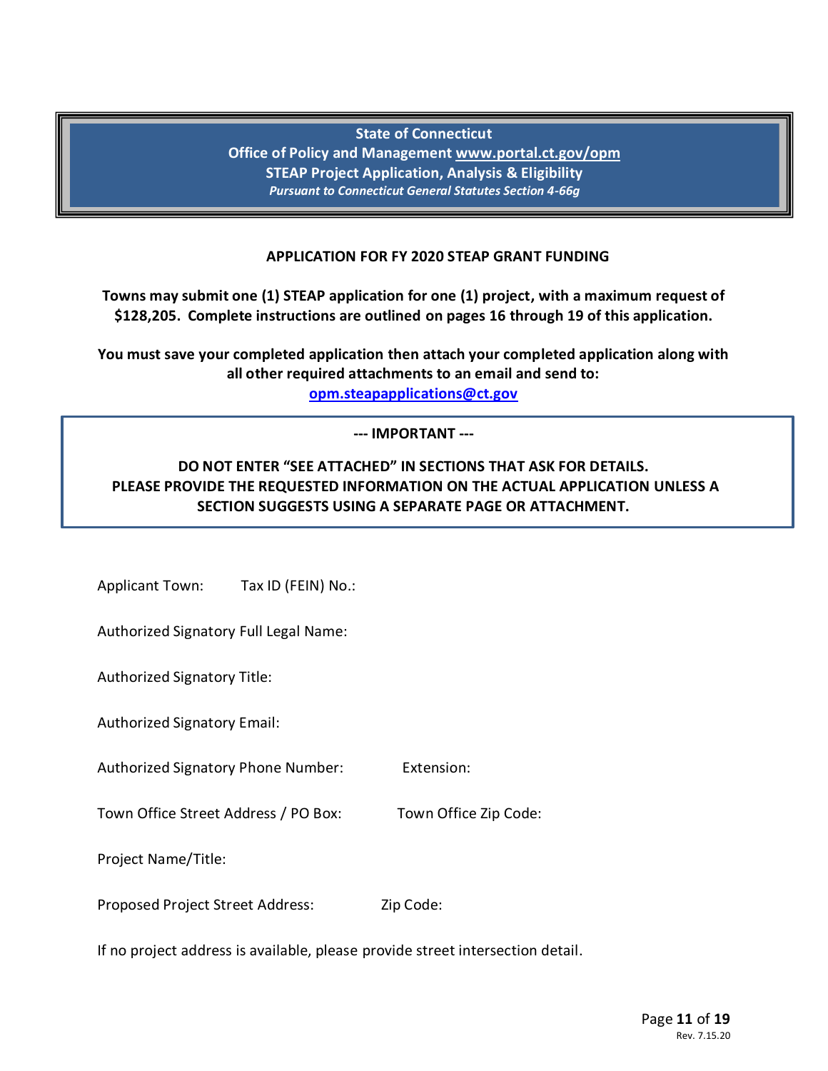**State of Connecticut**
**Office of Policy and Management [www.portal.ct.gov/opm](www.portal.ct.gov/opm)**
**STEAP Project Application, Analysis & Eligibility**
***Pursuant to Connecticut General Statutes Section 4-66g***

## APPLICATION FOR FY 2020 STEAP GRANT FUNDING

**Towns may submit one (1) STEAP application for one (1) project, with a maximum request of $128,205. Complete instructions are outlined on pages 16 through 19 of this application.**

**You must save your completed application then attach your completed application along with all other required attachments to an email and send to: [opm.steapapplications@ct.gov](mailto:opm.steapapplications@ct.gov)**

**--- IMPORTANT ---**

**DO NOT ENTER "SEE ATTACHED" IN SECTIONS THAT ASK FOR DETAILS. PLEASE PROVIDE THE REQUESTED INFORMATION ON THE ACTUAL APPLICATION UNLESS A SECTION SUGGESTS USING A SEPARATE PAGE OR ATTACHMENT.**

Applicant Town: Tax ID (FEIN) No.:

Authorized Signatory Full Legal Name:

Authorized Signatory Title:

Authorized Signatory Email:

Authorized Signatory Phone Number: Extension:

Town Office Street Address / PO Box: Town Office Zip Code:

Project Name/Title:

Proposed Project Street Address: Zip Code:

If no project address is available, please provide street intersection detail.

Rev. 7.15.20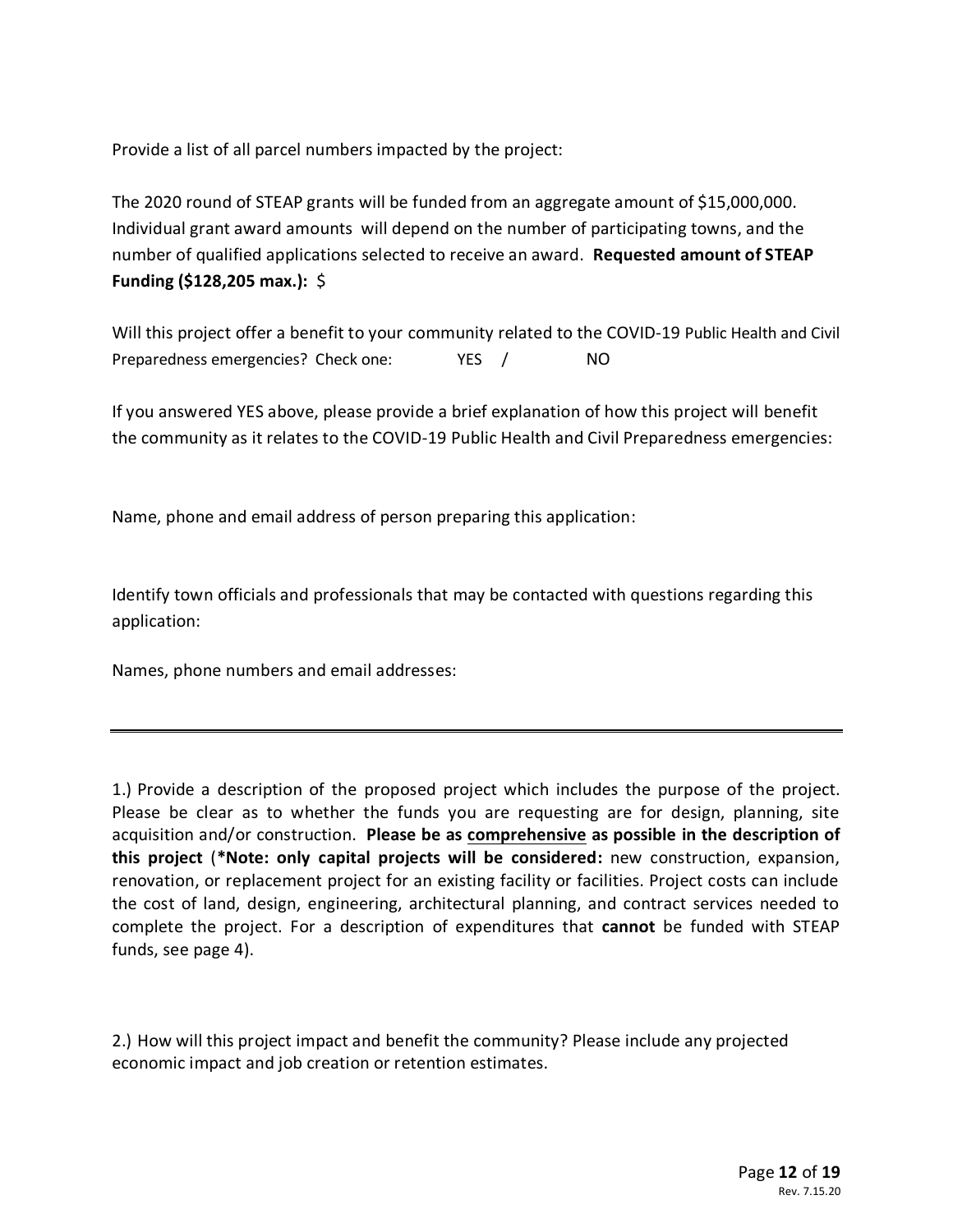Provide a list of all parcel numbers impacted by the project:

The 2020 round of STEAP grants will be funded from an aggregate amount of $15,000,000. Individual grant award amounts will depend on the number of participating towns, and the number of qualified applications selected to receive an award. **Requested amount of STEAP Funding ($128,205 max.):** $

Will this project offer a benefit to your community related to the COVID-19 Public Health and Civil Preparedness emergencies? Check one: YES / NO

If you answered YES above, please provide a brief explanation of how this project will benefit the community as it relates to the COVID-19 Public Health and Civil Preparedness emergencies:

Name, phone and email address of person preparing this application:

Identify town officials and professionals that may be contacted with questions regarding this application:

Names, phone numbers and email addresses:

---

1.) Provide a description of the proposed project which includes the purpose of the project. Please be clear as to whether the funds you are requesting are for design, planning, site acquisition and/or construction. **Please be as <u>comprehensive</u> as possible in the description of this project** (**\*Note: only capital projects will be considered:** new construction, expansion, renovation, or replacement project for an existing facility or facilities. Project costs can include the cost of land, design, engineering, architectural planning, and contract services needed to complete the project. For a description of expenditures that **cannot** be funded with STEAP funds, see page 4).

2.) How will this project impact and benefit the community? Please include any projected economic impact and job creation or retention estimates.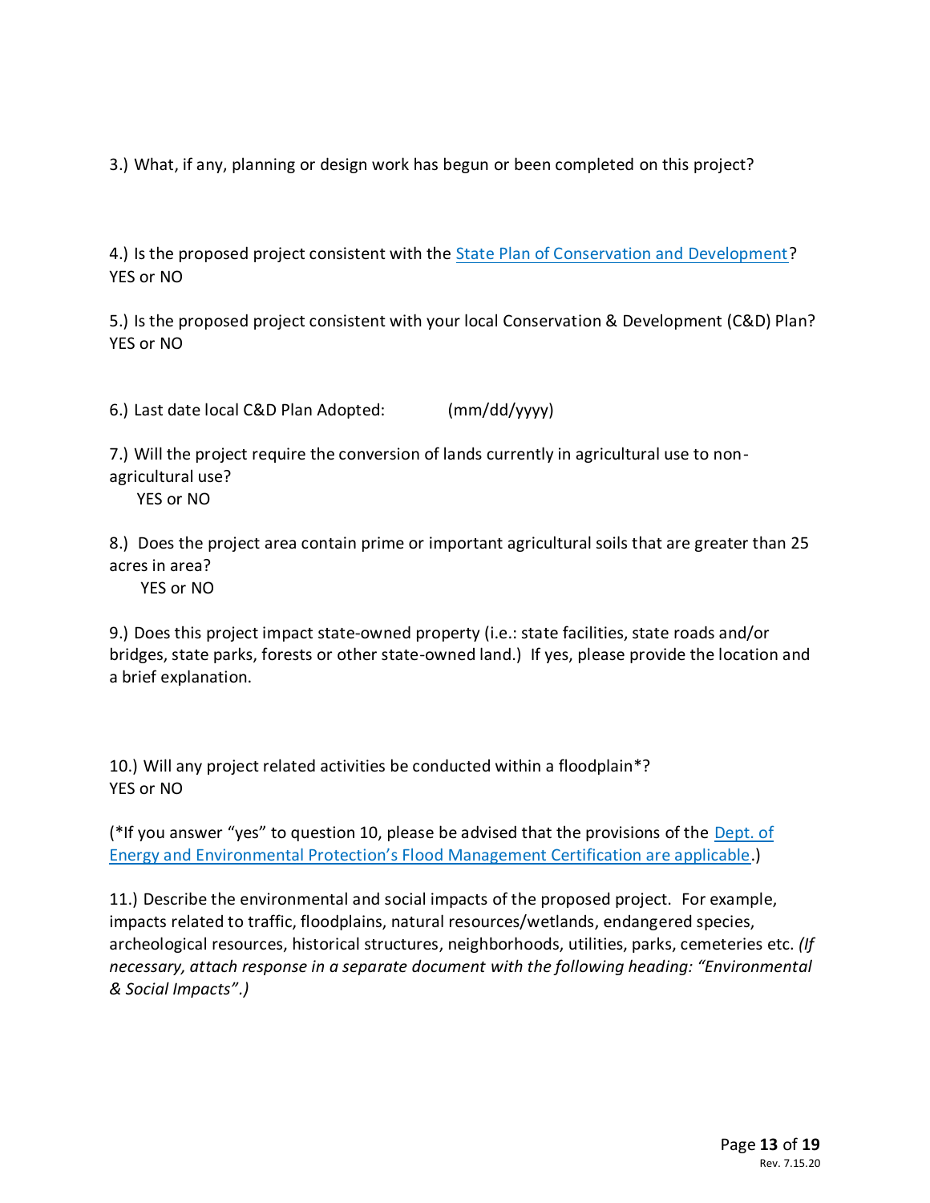3.) What, if any, planning or design work has begun or been completed on this project?

4.) Is the proposed project consistent with the [State Plan of Conservation and Development](State Plan of Conservation and Development)?
YES or NO

5.) Is the proposed project consistent with your local Conservation & Development (C&D) Plan?
YES or NO

6.) Last date local C&D Plan Adopted: (mm/dd/yyyy)

7.) Will the project require the conversion of lands currently in agricultural use to non-agricultural use?
YES or NO

8.) Does the project area contain prime or important agricultural soils that are greater than 25 acres in area?
YES or NO

9.) Does this project impact state-owned property (i.e.: state facilities, state roads and/or bridges, state parks, forests or other state-owned land.) If yes, please provide the location and a brief explanation.

10.) Will any project related activities be conducted within a floodplain*?
YES or NO

(*If you answer "yes" to question 10, please be advised that the provisions of the Dept. of Energy and Environmental Protection's Flood Management Certification are applicable.)

11.) Describe the environmental and social impacts of the proposed project. For example, impacts related to traffic, floodplains, natural resources/wetlands, endangered species, archeological resources, historical structures, neighborhoods, utilities, parks, cemeteries etc. *(If necessary, attach response in a separate document with the following heading: "Environmental & Social Impacts".)*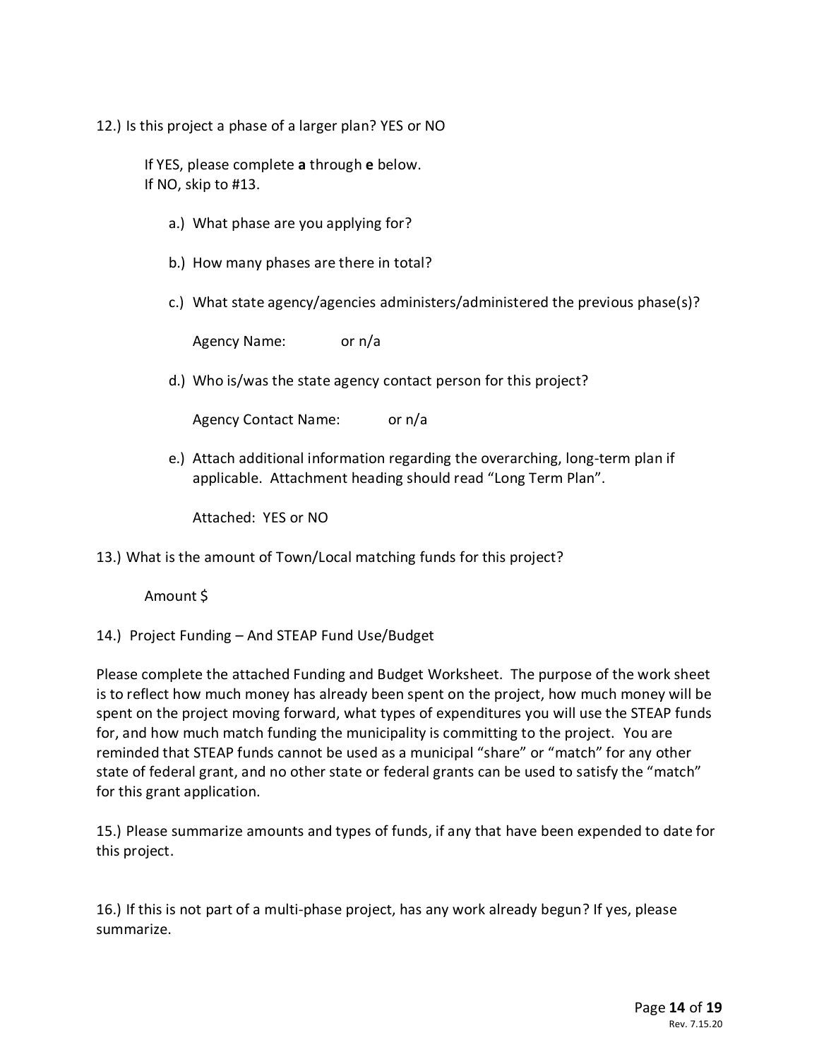12.) Is this project a phase of a larger plan? YES or NO

If YES, please complete **a** through **e** below.
If NO, skip to #13.

a.) What phase are you applying for?

b.) How many phases are there in total?

c.) What state agency/agencies administers/administered the previous phase(s)?

Agency Name: or n/a

d.) Who is/was the state agency contact person for this project?

Agency Contact Name: or n/a

e.) Attach additional information regarding the overarching, long-term plan if applicable. Attachment heading should read "Long Term Plan".

Attached: YES or NO

13.) What is the amount of Town/Local matching funds for this project?

Amount $

14.) Project Funding – And STEAP Fund Use/Budget

Please complete the attached Funding and Budget Worksheet. The purpose of the work sheet is to reflect how much money has already been spent on the project, how much money will be spent on the project moving forward, what types of expenditures you will use the STEAP funds for, and how much match funding the municipality is committing to the project. You are reminded that STEAP funds cannot be used as a municipal "share" or "match" for any other state of federal grant, and no other state or federal grants can be used to satisfy the "match" for this grant application.

15.) Please summarize amounts and types of funds, if any that have been expended to date for this project.

16.) If this is not part of a multi-phase project, has any work already begun? If yes, please summarize.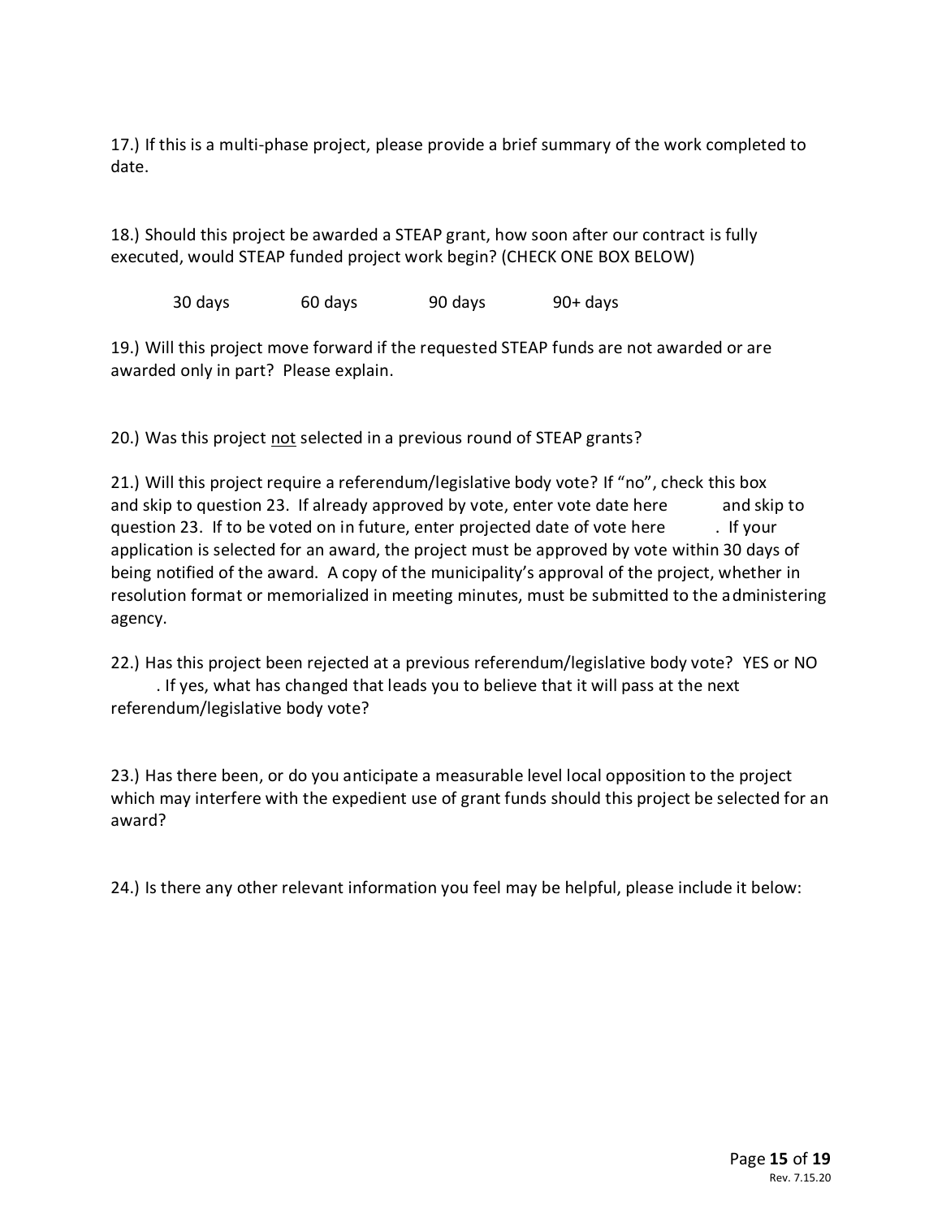17.) If this is a multi-phase project, please provide a brief summary of the work completed to date.

18.) Should this project be awarded a STEAP grant, how soon after our contract is fully executed, would STEAP funded project work begin? (CHECK ONE BOX BELOW)

30 days 60 days 90 days 90+ days

19.) Will this project move forward if the requested STEAP funds are not awarded or are awarded only in part? Please explain.

20.) Was this project <u>not</u> selected in a previous round of STEAP grants?

21.) Will this project require a referendum/legislative body vote? If "no", check this box and skip to question 23. If already approved by vote, enter vote date here and skip to question 23. If to be voted on in future, enter projected date of vote here . If your application is selected for an award, the project must be approved by vote within 30 days of being notified of the award. A copy of the municipality's approval of the project, whether in resolution format or memorialized in meeting minutes, must be submitted to the administering agency.

22.) Has this project been rejected at a previous referendum/legislative body vote? YES or NO . If yes, what has changed that leads you to believe that it will pass at the next referendum/legislative body vote?

23.) Has there been, or do you anticipate a measurable level local opposition to the project which may interfere with the expedient use of grant funds should this project be selected for an award?

24.) Is there any other relevant information you feel may be helpful, please include it below: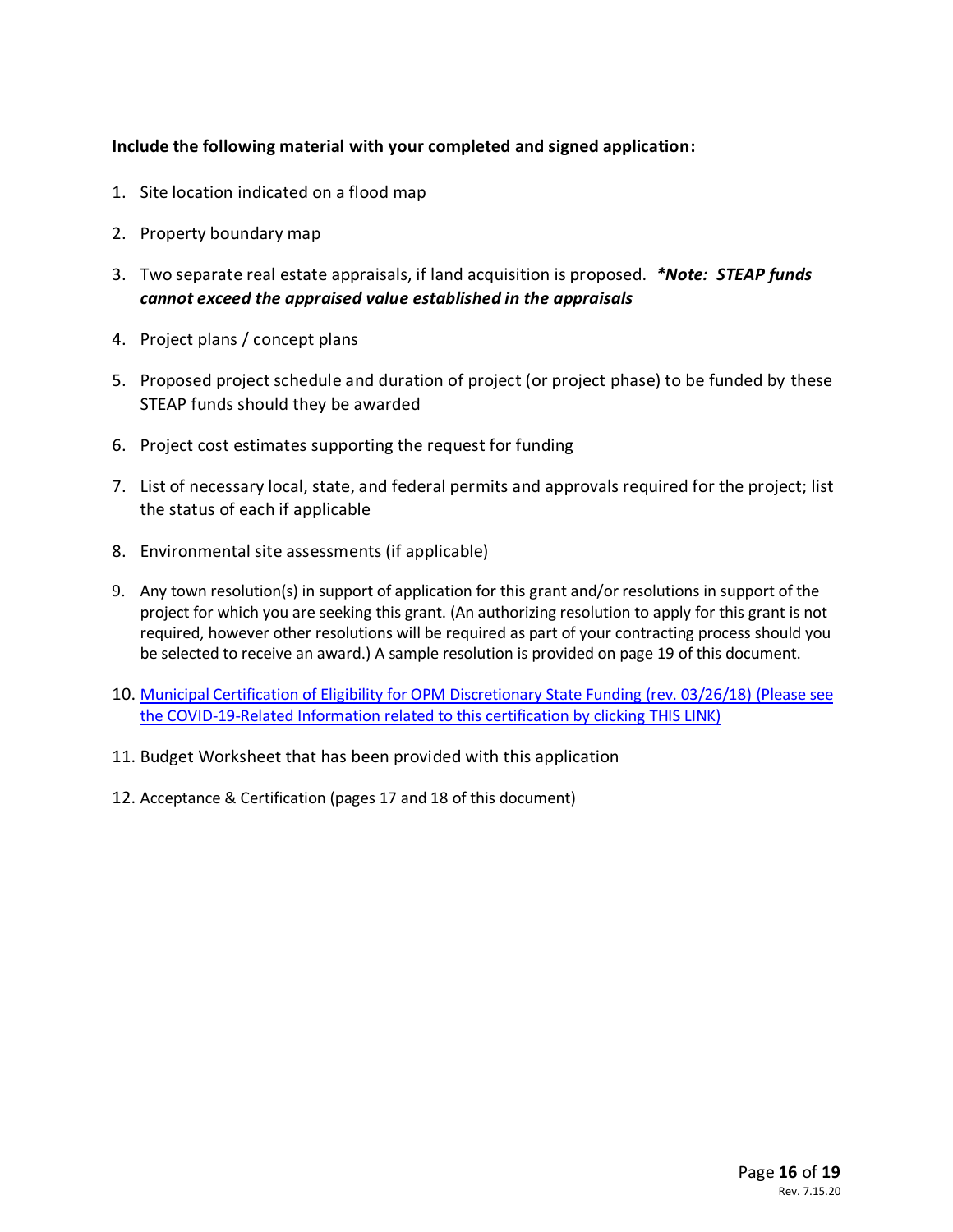**Include the following material with your completed and signed application:**

1. Site location indicated on a flood map
2. Property boundary map
3. Two separate real estate appraisals, if land acquisition is proposed. ***\*Note: STEAP funds cannot exceed the appraised value established in the appraisals***
4. Project plans / concept plans
5. Proposed project schedule and duration of project (or project phase) to be funded by these STEAP funds should they be awarded
6. Project cost estimates supporting the request for funding
7. List of necessary local, state, and federal permits and approvals required for the project; list the status of each if applicable
8. Environmental site assessments (if applicable)
9. Any town resolution(s) in support of application for this grant and/or resolutions in support of the project for which you are seeking this grant. (An authorizing resolution to apply for this grant is not required, however other resolutions will be required as part of your contracting process should you be selected to receive an award.) A sample resolution is provided on page 19 of this document.
10. Municipal Certification of Eligibility for OPM Discretionary State Funding (rev. 03/26/18) (Please see the COVID-19-Related Information related to this certification by clicking THIS LINK)
11. Budget Worksheet that has been provided with this application
12. Acceptance & Certification (pages 17 and 18 of this document)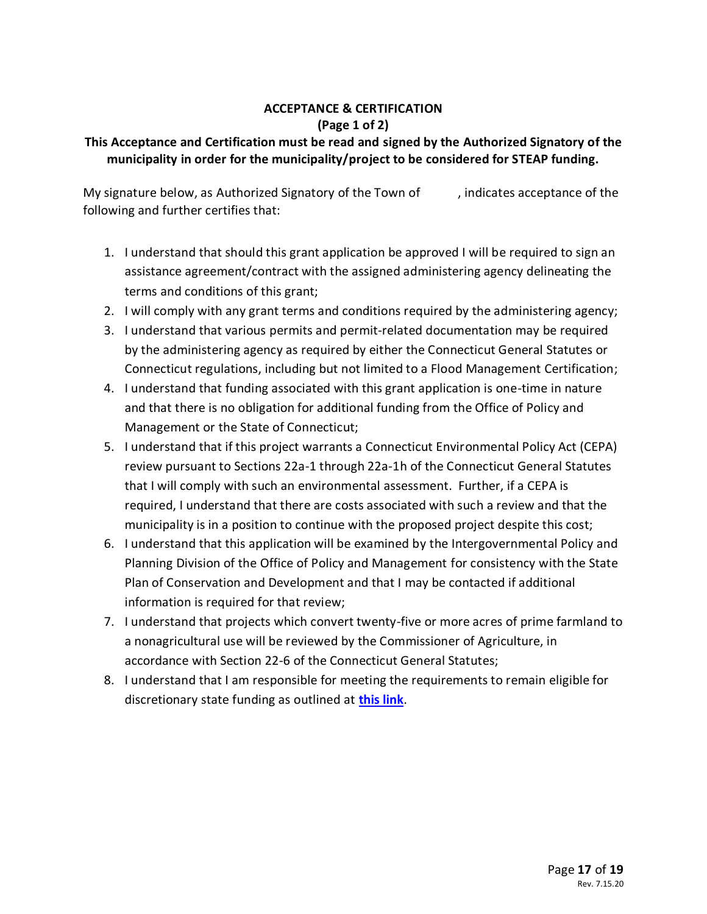## ACCEPTANCE & CERTIFICATION

**(Page 1 of 2)**

**This Acceptance and Certification must be read and signed by the Authorized Signatory of the municipality in order for the municipality/project to be considered for STEAP funding.**

My signature below, as Authorized Signatory of the Town of , indicates acceptance of the following and further certifies that:

1. I understand that should this grant application be approved I will be required to sign an assistance agreement/contract with the assigned administering agency delineating the terms and conditions of this grant;
2. I will comply with any grant terms and conditions required by the administering agency;
3. I understand that various permits and permit-related documentation may be required by the administering agency as required by either the Connecticut General Statutes or Connecticut regulations, including but not limited to a Flood Management Certification;
4. I understand that funding associated with this grant application is one-time in nature and that there is no obligation for additional funding from the Office of Policy and Management or the State of Connecticut;
5. I understand that if this project warrants a Connecticut Environmental Policy Act (CEPA) review pursuant to Sections 22a-1 through 22a-1h of the Connecticut General Statutes that I will comply with such an environmental assessment. Further, if a CEPA is required, I understand that there are costs associated with such a review and that the municipality is in a position to continue with the proposed project despite this cost;
6. I understand that this application will be examined by the Intergovernmental Policy and Planning Division of the Office of Policy and Management for consistency with the State Plan of Conservation and Development and that I may be contacted if additional information is required for that review;
7. I understand that projects which convert twenty-five or more acres of prime farmland to a nonagricultural use will be reviewed by the Commissioner of Agriculture, in accordance with Section 22-6 of the Connecticut General Statutes;
8. I understand that I am responsible for meeting the requirements to remain eligible for discretionary state funding as outlined at **this link**.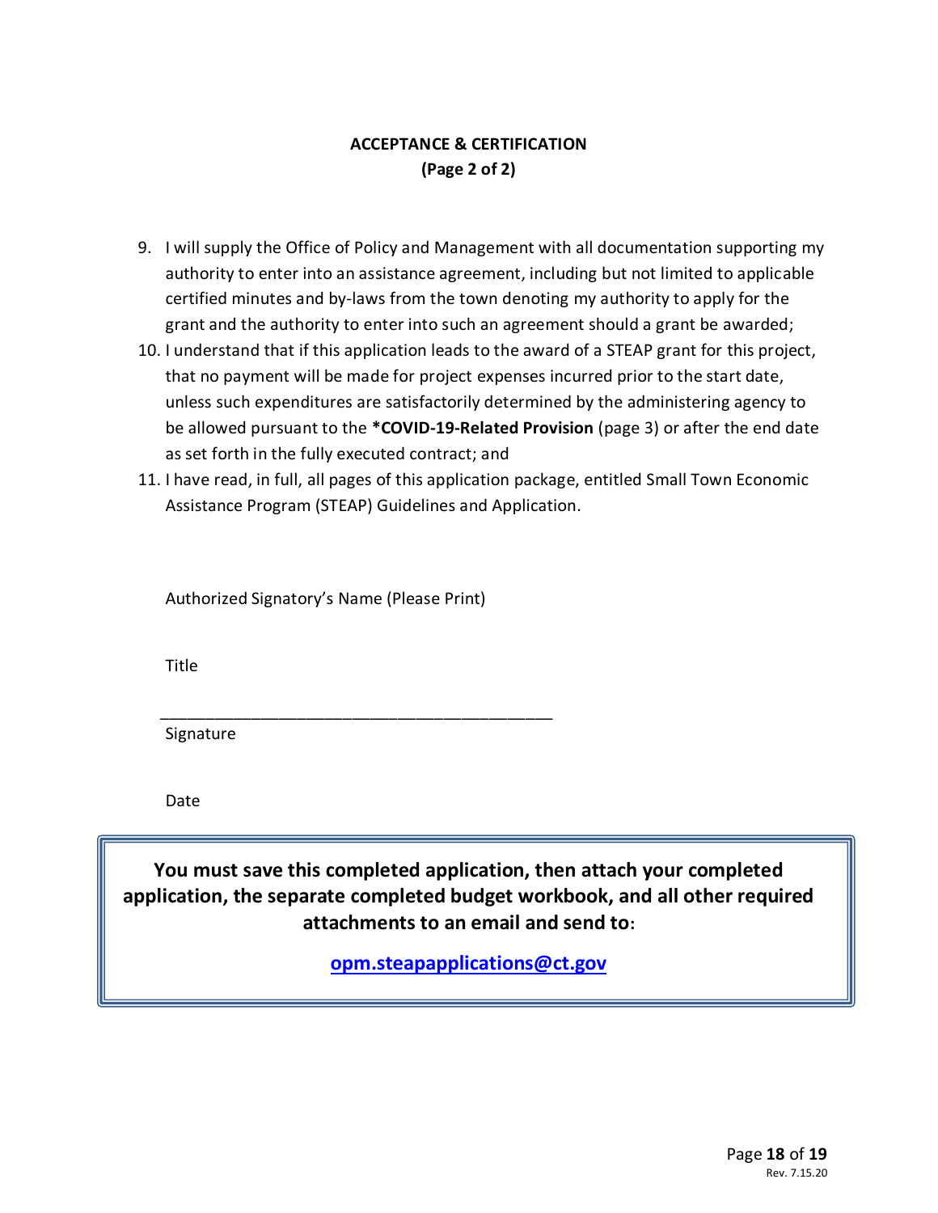## ACCEPTANCE & CERTIFICATION
**(Page 2 of 2)**

9. I will supply the Office of Policy and Management with all documentation supporting my authority to enter into an assistance agreement, including but not limited to applicable certified minutes and by-laws from the town denoting my authority to apply for the grant and the authority to enter into such an agreement should a grant be awarded;
10. I understand that if this application leads to the award of a STEAP grant for this project, that no payment will be made for project expenses incurred prior to the start date, unless such expenditures are satisfactorily determined by the administering agency to be allowed pursuant to the ***COVID-19-Related Provision** (page 3) or after the end date as set forth in the fully executed contract; and
11. I have read, in full, all pages of this application package, entitled Small Town Economic Assistance Program (STEAP) Guidelines and Application.

Authorized Signatory's Name (Please Print)

Title

______________________________________________
Signature

Date

**You must save this completed application, then attach your completed application, the separate completed budget workbook, and all other required attachments to an email and send to:**

**opm.steapapplications@ct.gov**

Rev. 7.15.20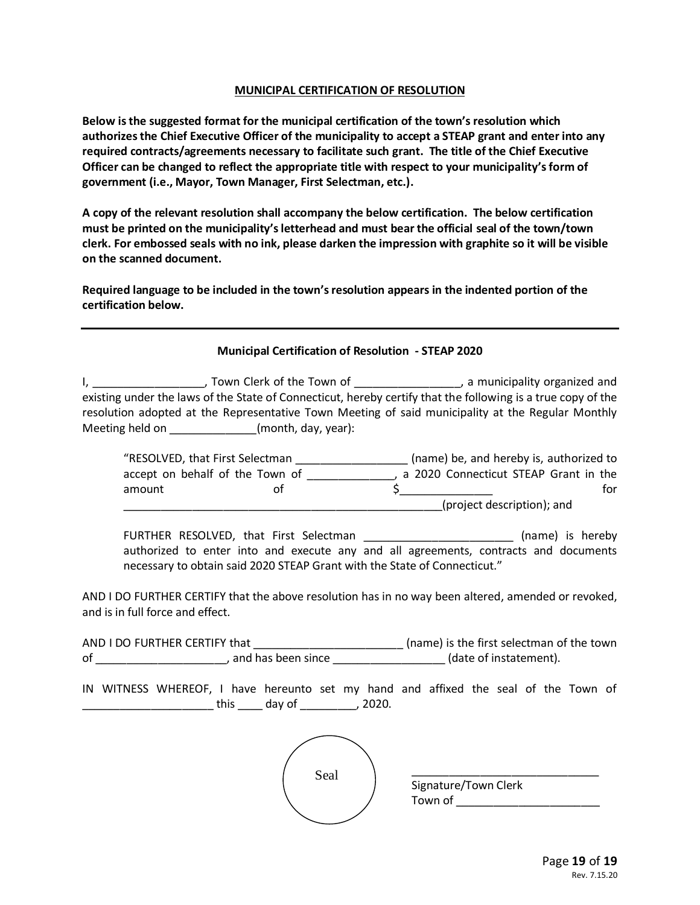**MUNICIPAL CERTIFICATION OF RESOLUTION**

**Below is the suggested format for the municipal certification of the town's resolution which authorizes the Chief Executive Officer of the municipality to accept a STEAP grant and enter into any required contracts/agreements necessary to facilitate such grant. The title of the Chief Executive Officer can be changed to reflect the appropriate title with respect to your municipality's form of government (i.e., Mayor, Town Manager, First Selectman, etc.).**

**A copy of the relevant resolution shall accompany the below certification. The below certification must be printed on the municipality's letterhead and must bear the official seal of the town/town clerk. For embossed seals with no ink, please darken the impression with graphite so it will be visible on the scanned document.**

**Required language to be included in the town's resolution appears in the indented portion of the certification below.**

---

**Municipal Certification of Resolution - STEAP 2020**

I, _________________, Town Clerk of the Town of ________________, a municipality organized and existing under the laws of the State of Connecticut, hereby certify that the following is a true copy of the resolution adopted at the Representative Town Meeting of said municipality at the Regular Monthly Meeting held on _____________(month, day, year):

> "RESOLVED, that First Selectman _________________ (name) be, and hereby is, authorized to accept on behalf of the Town of _____________, a 2020 Connecticut STEAP Grant in the amount of $______________ for ________________________________________________(project description); and
>
> FURTHER RESOLVED, that First Selectman _______________________ (name) is hereby authorized to enter into and execute any and all agreements, contracts and documents necessary to obtain said 2020 STEAP Grant with the State of Connecticut."

AND I DO FURTHER CERTIFY that the above resolution has in no way been altered, amended or revoked, and is in full force and effect.

AND I DO FURTHER CERTIFY that _______________________ (name) is the first selectman of the town of ____________________, and has been since _________________ (date of instatement).

IN WITNESS WHEREOF, I have hereunto set my hand and affixed the seal of the Town of ____________________ this ____ day of _________, 2020.

Seal

______________________________
Signature/Town Clerk
Town of ______________________

Rev. 7.15.20